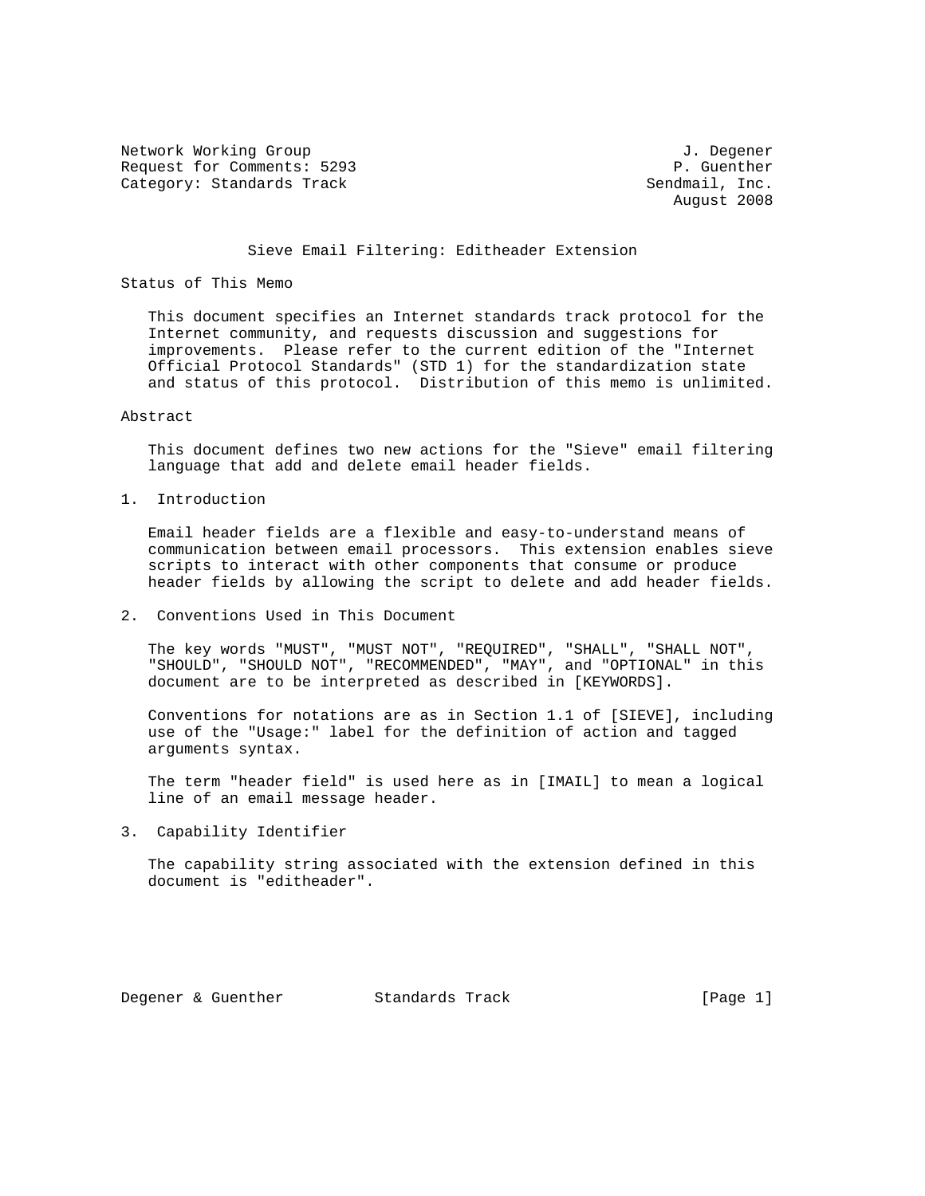Network Working Group J. Degener
Request for Comments: 5293 P. Guenther
Category: Standards Track Sendmail, Inc.
August 2008

# Sieve Email Filtering: Editheader Extension

## Status of This Memo

This document specifies an Internet standards track protocol for the Internet community, and requests discussion and suggestions for improvements. Please refer to the current edition of the "Internet Official Protocol Standards" (STD 1) for the standardization state and status of this protocol. Distribution of this memo is unlimited.

## Abstract

This document defines two new actions for the "Sieve" email filtering language that add and delete email header fields.

## 1. Introduction

Email header fields are a flexible and easy-to-understand means of communication between email processors. This extension enables sieve scripts to interact with other components that consume or produce header fields by allowing the script to delete and add header fields.

## 2. Conventions Used in This Document

The key words "MUST", "MUST NOT", "REQUIRED", "SHALL", "SHALL NOT", "SHOULD", "SHOULD NOT", "RECOMMENDED", "MAY", and "OPTIONAL" in this document are to be interpreted as described in [KEYWORDS].

Conventions for notations are as in Section 1.1 of [SIEVE], including use of the "Usage:" label for the definition of action and tagged arguments syntax.

The term "header field" is used here as in [IMAIL] to mean a logical line of an email message header.

## 3. Capability Identifier

The capability string associated with the extension defined in this document is "editheader".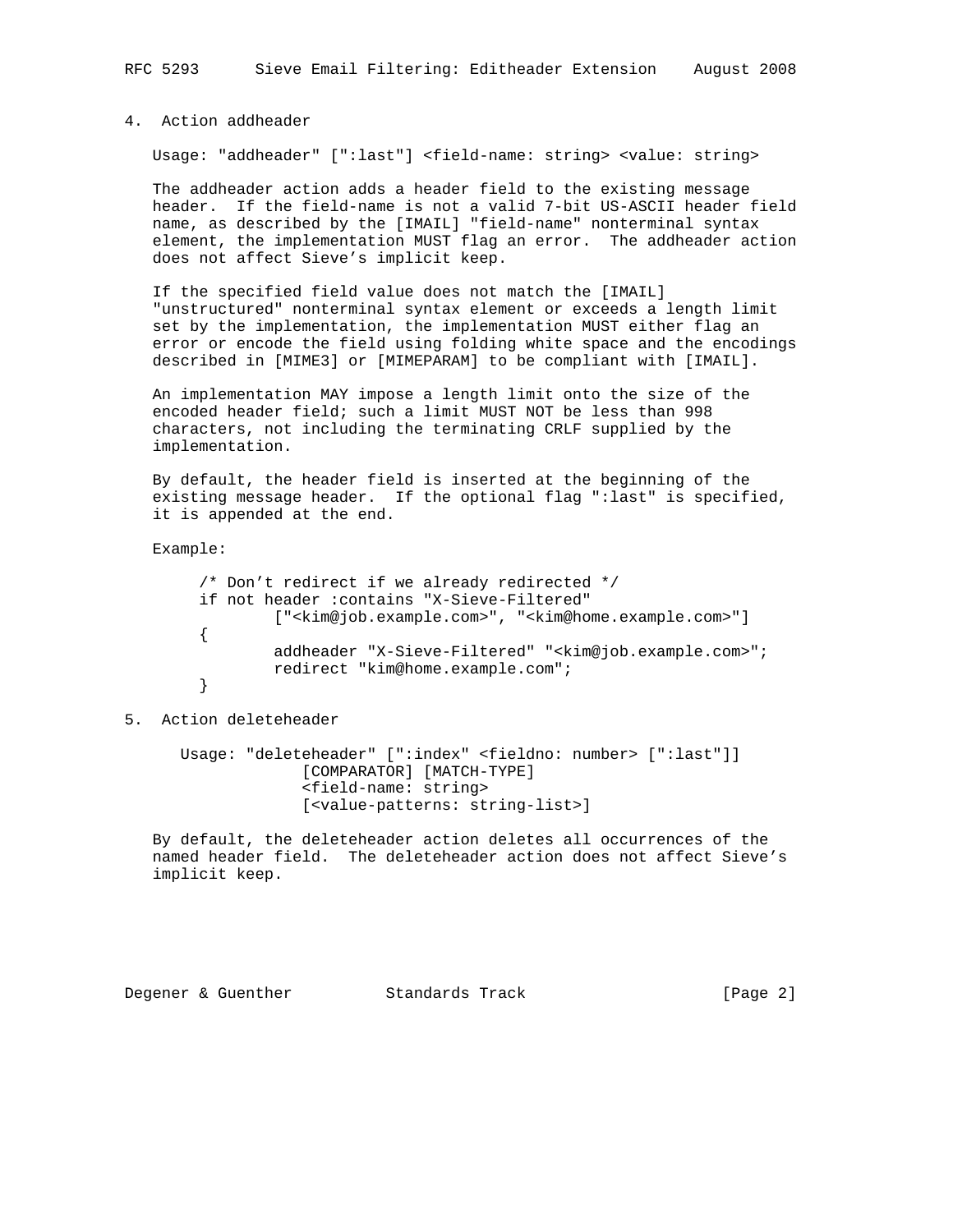## 4. Action addheader

Usage: "addheader" [":last"] <field-name: string> <value: string>

The addheader action adds a header field to the existing message header. If the field-name is not a valid 7-bit US-ASCII header field name, as described by the [IMAIL] "field-name" nonterminal syntax element, the implementation MUST flag an error. The addheader action does not affect Sieve's implicit keep.

If the specified field value does not match the [IMAIL] "unstructured" nonterminal syntax element or exceeds a length limit set by the implementation, the implementation MUST either flag an error or encode the field using folding white space and the encodings described in [MIME3] or [MIMEPARAM] to be compliant with [IMAIL].

An implementation MAY impose a length limit onto the size of the encoded header field; such a limit MUST NOT be less than 998 characters, not including the terminating CRLF supplied by the implementation.

By default, the header field is inserted at the beginning of the existing message header. If the optional flag ":last" is specified, it is appended at the end.

Example:

```
/* Don't redirect if we already redirected */
if not header :contains "X-Sieve-Filtered"
        ["<kim@job.example.com>", "<kim@home.example.com>"]
{
        addheader "X-Sieve-Filtered" "<kim@job.example.com>";
        redirect "kim@home.example.com";
}
```

## 5. Action deleteheader

```
Usage: "deleteheader" [":index" <fieldno: number> [":last"]]
            [COMPARATOR] [MATCH-TYPE]
            <field-name: string>
            [<value-patterns: string-list>]
```

By default, the deleteheader action deletes all occurrences of the named header field. The deleteheader action does not affect Sieve's implicit keep.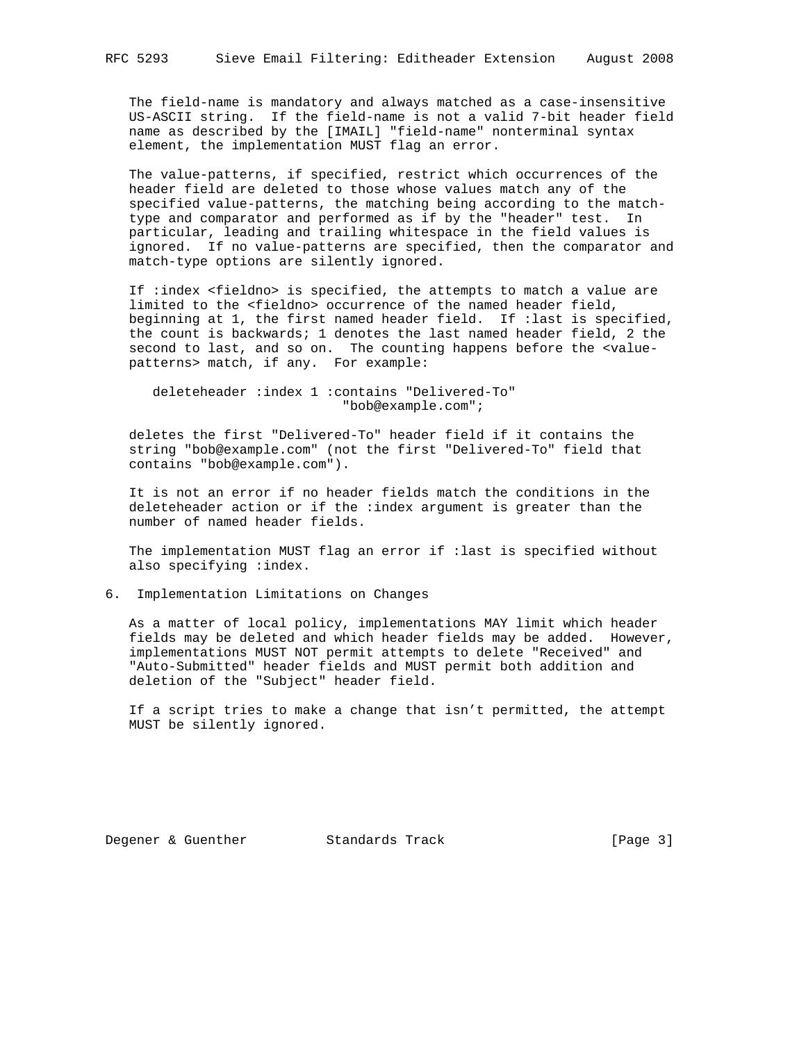The field-name is mandatory and always matched as a case-insensitive US-ASCII string. If the field-name is not a valid 7-bit header field name as described by the [IMAIL] "field-name" nonterminal syntax element, the implementation MUST flag an error.

The value-patterns, if specified, restrict which occurrences of the header field are deleted to those whose values match any of the specified value-patterns, the matching being according to the match-type and comparator and performed as if by the "header" test. In particular, leading and trailing whitespace in the field values is ignored. If no value-patterns are specified, then the comparator and match-type options are silently ignored.

If :index <fieldno> is specified, the attempts to match a value are limited to the <fieldno> occurrence of the named header field, beginning at 1, the first named header field. If :last is specified, the count is backwards; 1 denotes the last named header field, 2 the second to last, and so on. The counting happens before the <value-patterns> match, if any. For example:

```
deleteheader :index 1 :contains "Delivered-To"
                        "bob@example.com";
```

deletes the first "Delivered-To" header field if it contains the string "bob@example.com" (not the first "Delivered-To" field that contains "bob@example.com").

It is not an error if no header fields match the conditions in the deleteheader action or if the :index argument is greater than the number of named header fields.

The implementation MUST flag an error if :last is specified without also specifying :index.

## 6. Implementation Limitations on Changes

As a matter of local policy, implementations MAY limit which header fields may be deleted and which header fields may be added. However, implementations MUST NOT permit attempts to delete "Received" and "Auto-Submitted" header fields and MUST permit both addition and deletion of the "Subject" header field.

If a script tries to make a change that isn't permitted, the attempt MUST be silently ignored.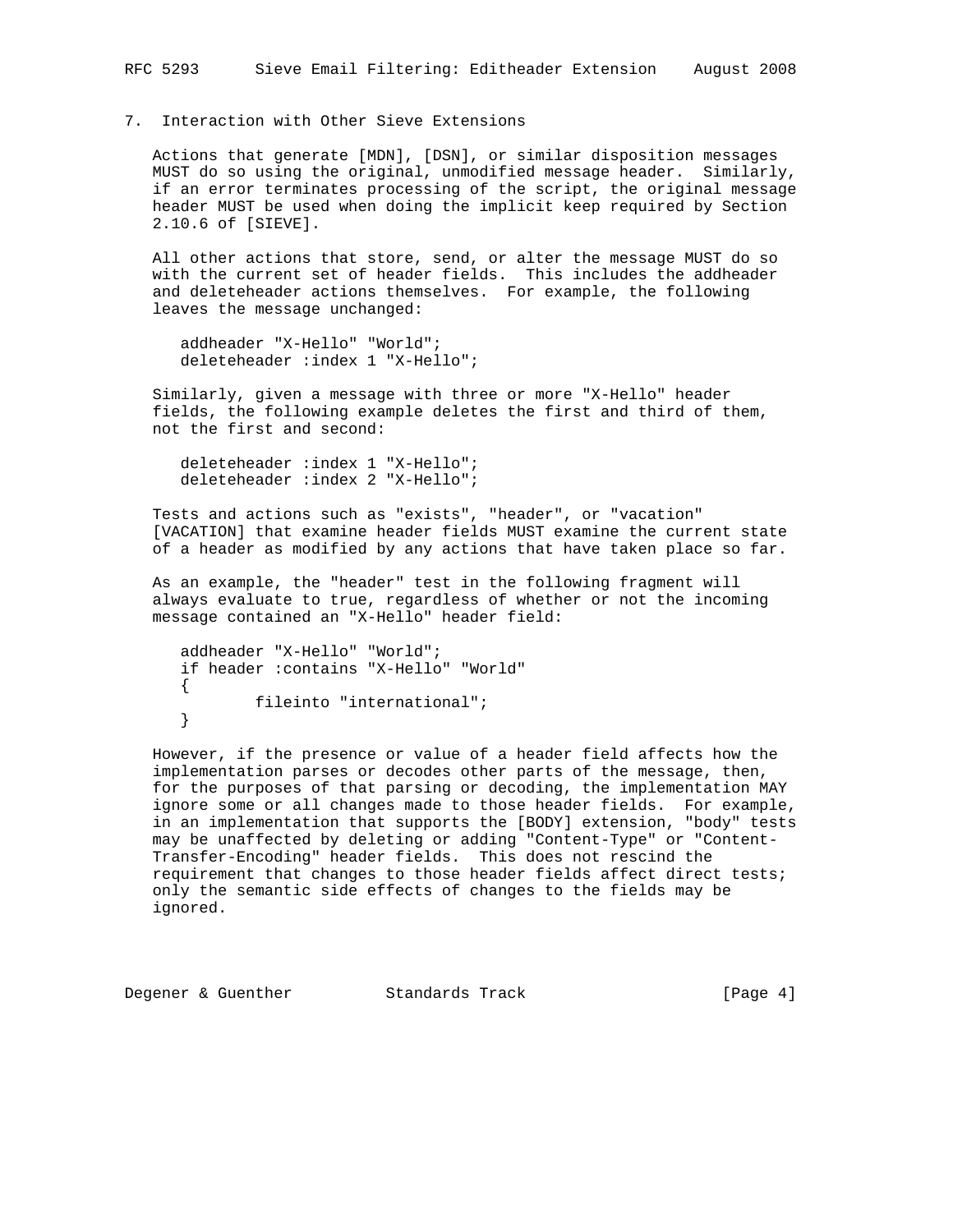## 7. Interaction with Other Sieve Extensions

Actions that generate [MDN], [DSN], or similar disposition messages MUST do so using the original, unmodified message header. Similarly, if an error terminates processing of the script, the original message header MUST be used when doing the implicit keep required by Section 2.10.6 of [SIEVE].

All other actions that store, send, or alter the message MUST do so with the current set of header fields. This includes the addheader and deleteheader actions themselves. For example, the following leaves the message unchanged:

```
addheader "X-Hello" "World";
deleteheader :index 1 "X-Hello";
```

Similarly, given a message with three or more "X-Hello" header fields, the following example deletes the first and third of them, not the first and second:

```
deleteheader :index 1 "X-Hello";
deleteheader :index 2 "X-Hello";
```

Tests and actions such as "exists", "header", or "vacation" [VACATION] that examine header fields MUST examine the current state of a header as modified by any actions that have taken place so far.

As an example, the "header" test in the following fragment will always evaluate to true, regardless of whether or not the incoming message contained an "X-Hello" header field:

```
addheader "X-Hello" "World";
if header :contains "X-Hello" "World"
{
        fileinto "international";
}
```

However, if the presence or value of a header field affects how the implementation parses or decodes other parts of the message, then, for the purposes of that parsing or decoding, the implementation MAY ignore some or all changes made to those header fields. For example, in an implementation that supports the [BODY] extension, "body" tests may be unaffected by deleting or adding "Content-Type" or "Content-Transfer-Encoding" header fields. This does not rescind the requirement that changes to those header fields affect direct tests; only the semantic side effects of changes to the fields may be ignored.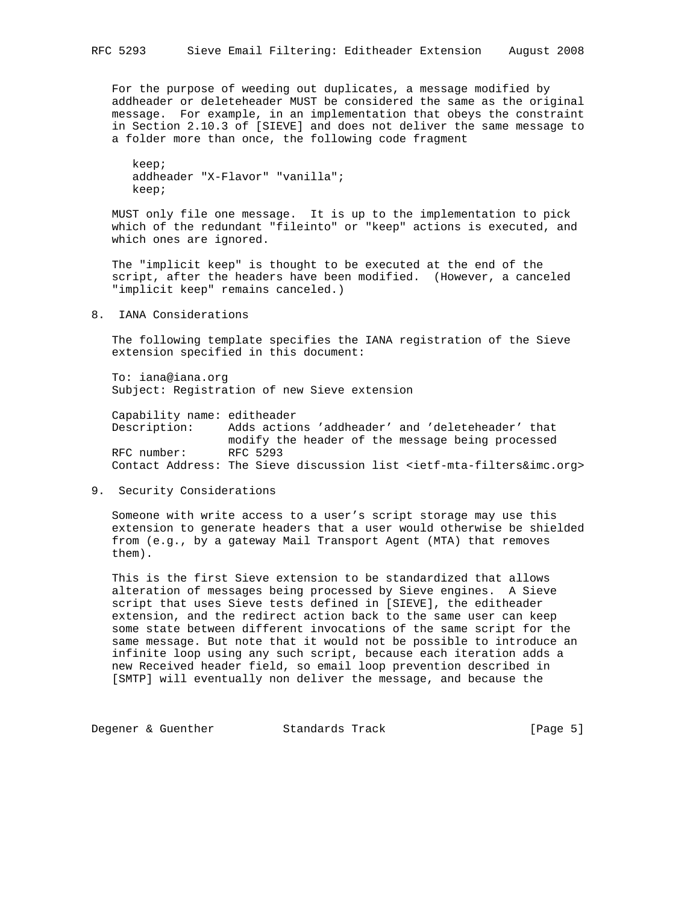For the purpose of weeding out duplicates, a message modified by addheader or deleteheader MUST be considered the same as the original message. For example, in an implementation that obeys the constraint in Section 2.10.3 of [SIEVE] and does not deliver the same message to a folder more than once, the following code fragment

```
keep;
addheader "X-Flavor" "vanilla";
keep;
```

MUST only file one message. It is up to the implementation to pick which of the redundant "fileinto" or "keep" actions is executed, and which ones are ignored.

The "implicit keep" is thought to be executed at the end of the script, after the headers have been modified. (However, a canceled "implicit keep" remains canceled.)

## 8. IANA Considerations

The following template specifies the IANA registration of the Sieve extension specified in this document:

```
To: iana@iana.org
Subject: Registration of new Sieve extension

Capability name: editheader
Description:     Adds actions 'addheader' and 'deleteheader' that
                 modify the header of the message being processed
RFC number:      RFC 5293
Contact Address: The Sieve discussion list <ietf-mta-filters&imc.org>
```

## 9. Security Considerations

Someone with write access to a user's script storage may use this extension to generate headers that a user would otherwise be shielded from (e.g., by a gateway Mail Transport Agent (MTA) that removes them).

This is the first Sieve extension to be standardized that allows alteration of messages being processed by Sieve engines. A Sieve script that uses Sieve tests defined in [SIEVE], the editheader extension, and the redirect action back to the same user can keep some state between different invocations of the same script for the same message. But note that it would not be possible to introduce an infinite loop using any such script, because each iteration adds a new Received header field, so email loop prevention described in [SMTP] will eventually non deliver the message, and because the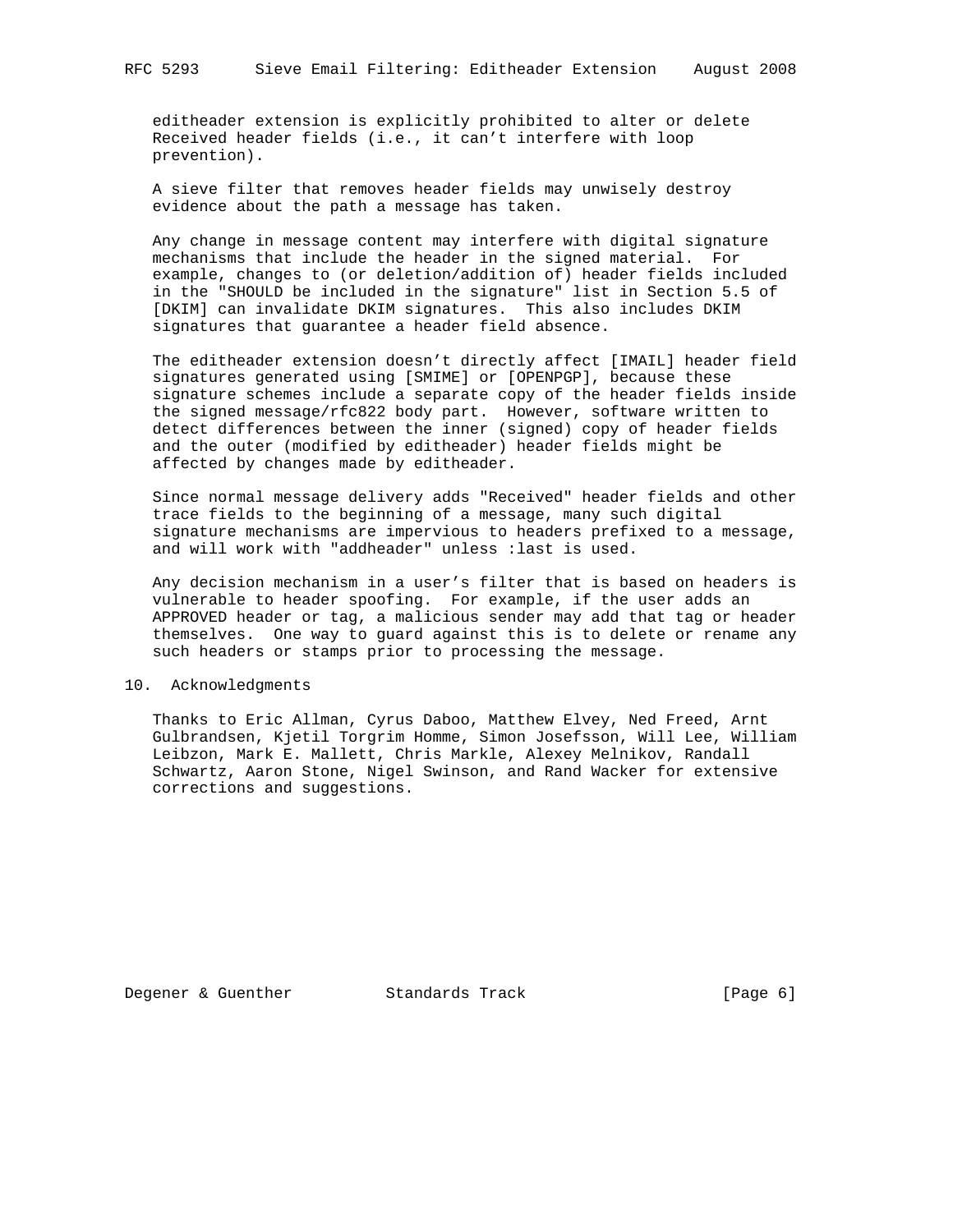editheader extension is explicitly prohibited to alter or delete Received header fields (i.e., it can't interfere with loop prevention).

A sieve filter that removes header fields may unwisely destroy evidence about the path a message has taken.

Any change in message content may interfere with digital signature mechanisms that include the header in the signed material. For example, changes to (or deletion/addition of) header fields included in the "SHOULD be included in the signature" list in Section 5.5 of [DKIM] can invalidate DKIM signatures. This also includes DKIM signatures that guarantee a header field absence.

The editheader extension doesn't directly affect [IMAIL] header field signatures generated using [SMIME] or [OPENPGP], because these signature schemes include a separate copy of the header fields inside the signed message/rfc822 body part. However, software written to detect differences between the inner (signed) copy of header fields and the outer (modified by editheader) header fields might be affected by changes made by editheader.

Since normal message delivery adds "Received" header fields and other trace fields to the beginning of a message, many such digital signature mechanisms are impervious to headers prefixed to a message, and will work with "addheader" unless :last is used.

Any decision mechanism in a user's filter that is based on headers is vulnerable to header spoofing. For example, if the user adds an APPROVED header or tag, a malicious sender may add that tag or header themselves. One way to guard against this is to delete or rename any such headers or stamps prior to processing the message.

## 10. Acknowledgments

Thanks to Eric Allman, Cyrus Daboo, Matthew Elvey, Ned Freed, Arnt Gulbrandsen, Kjetil Torgrim Homme, Simon Josefsson, Will Lee, William Leibzon, Mark E. Mallett, Chris Markle, Alexey Melnikov, Randall Schwartz, Aaron Stone, Nigel Swinson, and Rand Wacker for extensive corrections and suggestions.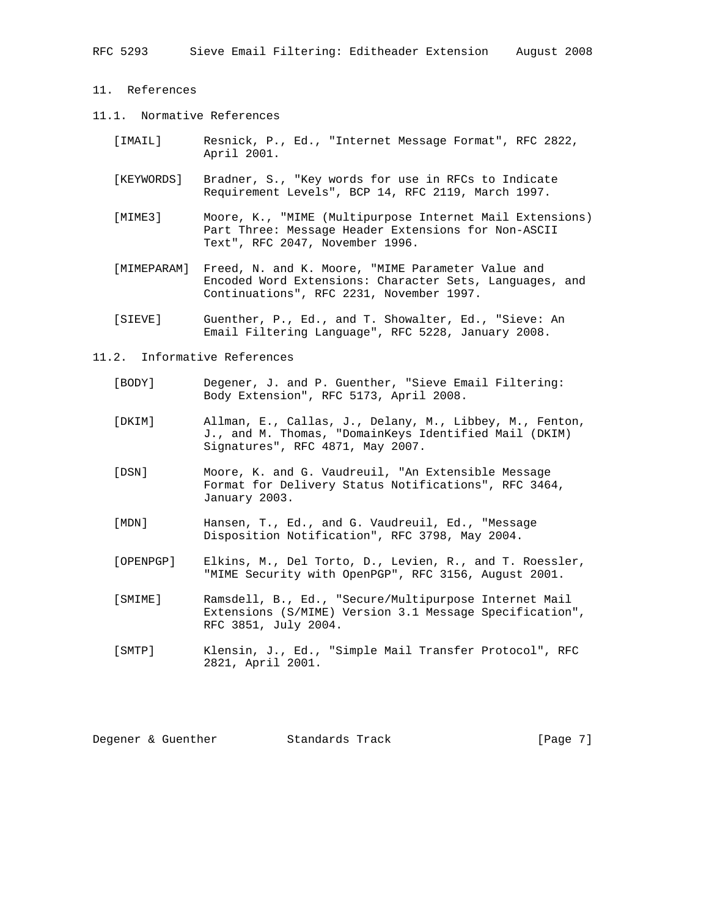## 11. References

### 11.1. Normative References

[IMAIL] Resnick, P., Ed., "Internet Message Format", RFC 2822, April 2001.

[KEYWORDS] Bradner, S., "Key words for use in RFCs to Indicate Requirement Levels", BCP 14, RFC 2119, March 1997.

[MIME3] Moore, K., "MIME (Multipurpose Internet Mail Extensions) Part Three: Message Header Extensions for Non-ASCII Text", RFC 2047, November 1996.

[MIMEPARAM] Freed, N. and K. Moore, "MIME Parameter Value and Encoded Word Extensions: Character Sets, Languages, and Continuations", RFC 2231, November 1997.

[SIEVE] Guenther, P., Ed., and T. Showalter, Ed., "Sieve: An Email Filtering Language", RFC 5228, January 2008.

### 11.2. Informative References

[BODY] Degener, J. and P. Guenther, "Sieve Email Filtering: Body Extension", RFC 5173, April 2008.

[DKIM] Allman, E., Callas, J., Delany, M., Libbey, M., Fenton, J., and M. Thomas, "DomainKeys Identified Mail (DKIM) Signatures", RFC 4871, May 2007.

[DSN] Moore, K. and G. Vaudreuil, "An Extensible Message Format for Delivery Status Notifications", RFC 3464, January 2003.

[MDN] Hansen, T., Ed., and G. Vaudreuil, Ed., "Message Disposition Notification", RFC 3798, May 2004.

[OPENPGP] Elkins, M., Del Torto, D., Levien, R., and T. Roessler, "MIME Security with OpenPGP", RFC 3156, August 2001.

[SMIME] Ramsdell, B., Ed., "Secure/Multipurpose Internet Mail Extensions (S/MIME) Version 3.1 Message Specification", RFC 3851, July 2004.

[SMTP] Klensin, J., Ed., "Simple Mail Transfer Protocol", RFC 2821, April 2001.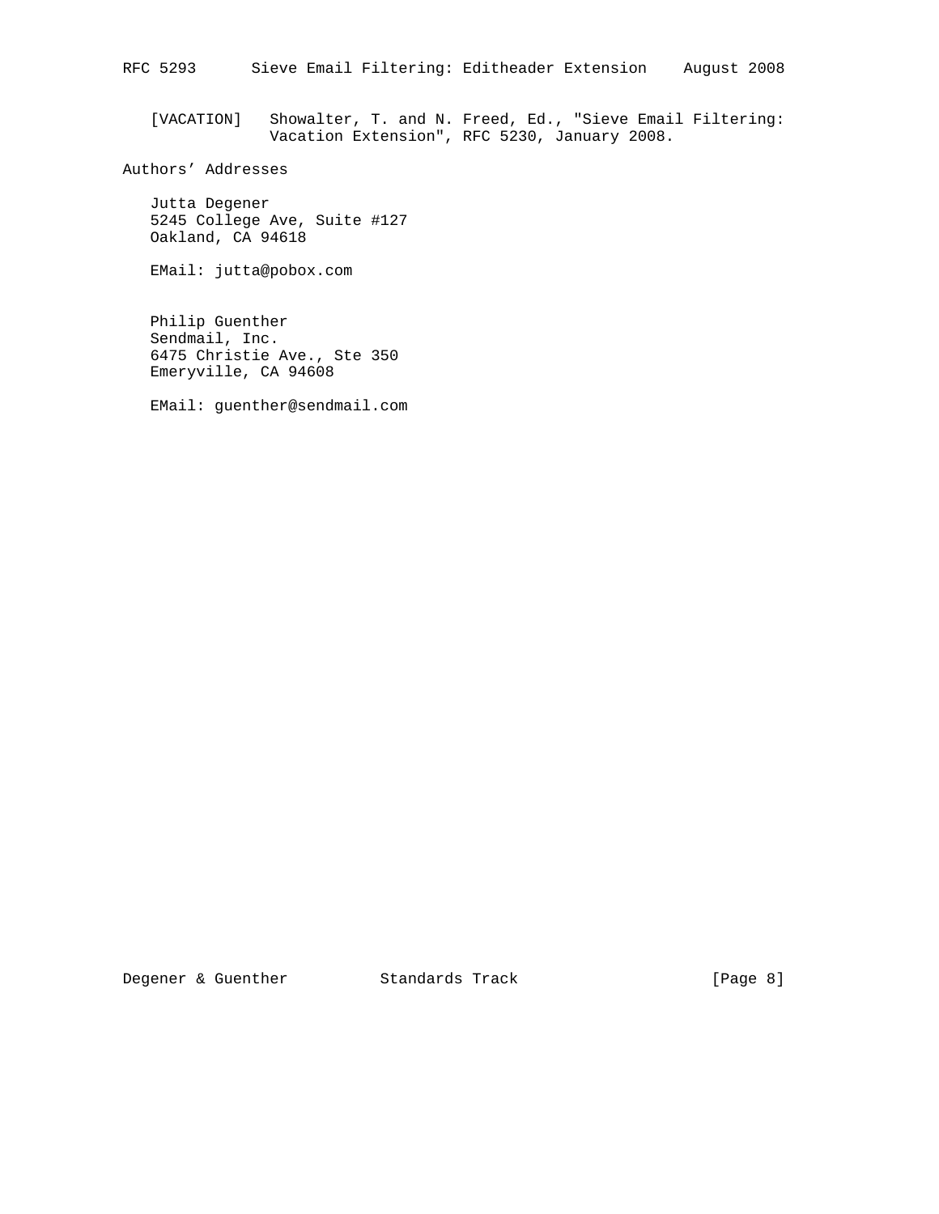[VACATION] Showalter, T. and N. Freed, Ed., "Sieve Email Filtering: Vacation Extension", RFC 5230, January 2008.

## Authors' Addresses

Jutta Degener
5245 College Ave, Suite #127
Oakland, CA 94618

EMail: jutta@pobox.com

Philip Guenther
Sendmail, Inc.
6475 Christie Ave., Ste 350
Emeryville, CA 94608

EMail: guenther@sendmail.com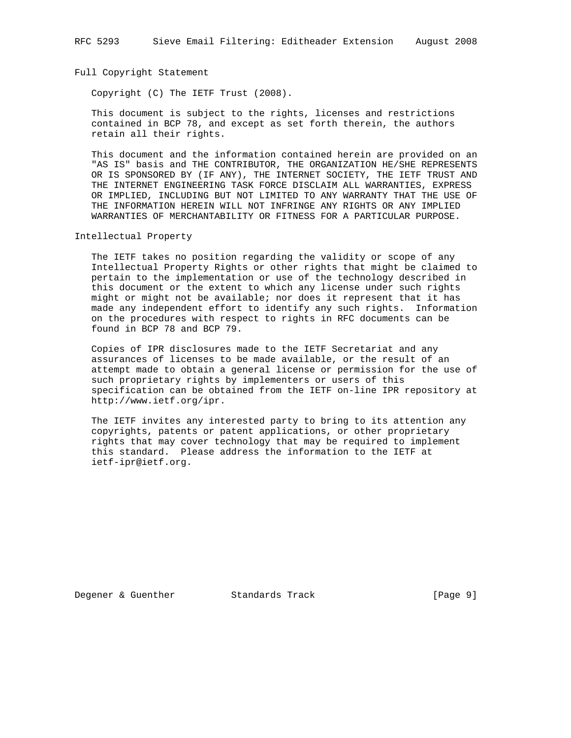## Full Copyright Statement

Copyright (C) The IETF Trust (2008).

This document is subject to the rights, licenses and restrictions contained in BCP 78, and except as set forth therein, the authors retain all their rights.

This document and the information contained herein are provided on an "AS IS" basis and THE CONTRIBUTOR, THE ORGANIZATION HE/SHE REPRESENTS OR IS SPONSORED BY (IF ANY), THE INTERNET SOCIETY, THE IETF TRUST AND THE INTERNET ENGINEERING TASK FORCE DISCLAIM ALL WARRANTIES, EXPRESS OR IMPLIED, INCLUDING BUT NOT LIMITED TO ANY WARRANTY THAT THE USE OF THE INFORMATION HEREIN WILL NOT INFRINGE ANY RIGHTS OR ANY IMPLIED WARRANTIES OF MERCHANTABILITY OR FITNESS FOR A PARTICULAR PURPOSE.

## Intellectual Property

The IETF takes no position regarding the validity or scope of any Intellectual Property Rights or other rights that might be claimed to pertain to the implementation or use of the technology described in this document or the extent to which any license under such rights might or might not be available; nor does it represent that it has made any independent effort to identify any such rights. Information on the procedures with respect to rights in RFC documents can be found in BCP 78 and BCP 79.

Copies of IPR disclosures made to the IETF Secretariat and any assurances of licenses to be made available, or the result of an attempt made to obtain a general license or permission for the use of such proprietary rights by implementers or users of this specification can be obtained from the IETF on-line IPR repository at http://www.ietf.org/ipr.

The IETF invites any interested party to bring to its attention any copyrights, patents or patent applications, or other proprietary rights that may cover technology that may be required to implement this standard. Please address the information to the IETF at ietf-ipr@ietf.org.